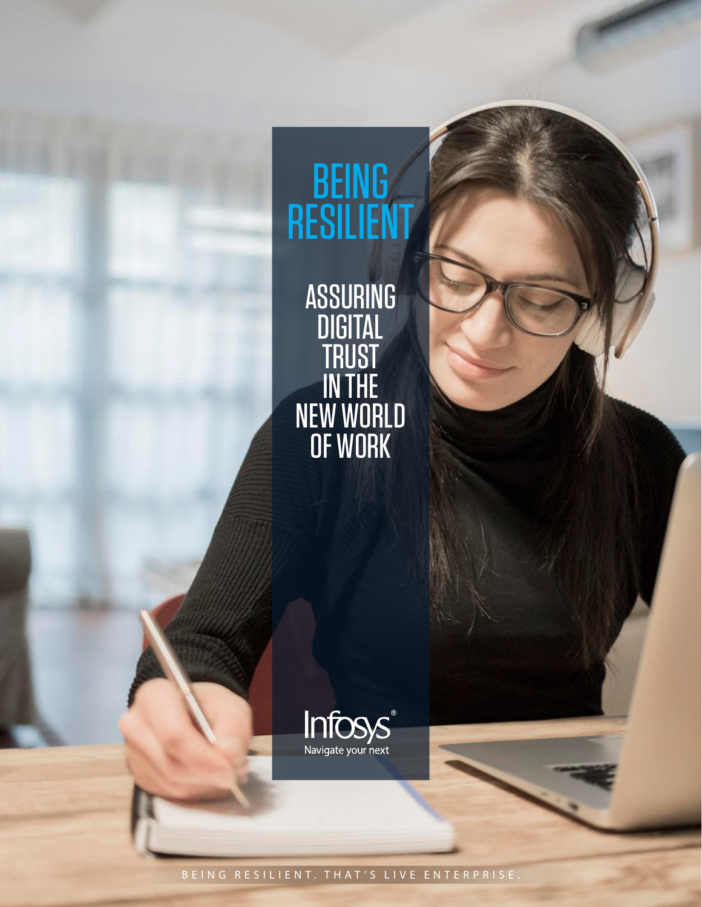# BEING RESILIENT

## ASSURING DIGITAL TRUST IN THE NEW WORLD OF WORK

Infosys®
Navigate your next

BEING RESILIENT. THAT'S LIVE ENTERPRISE.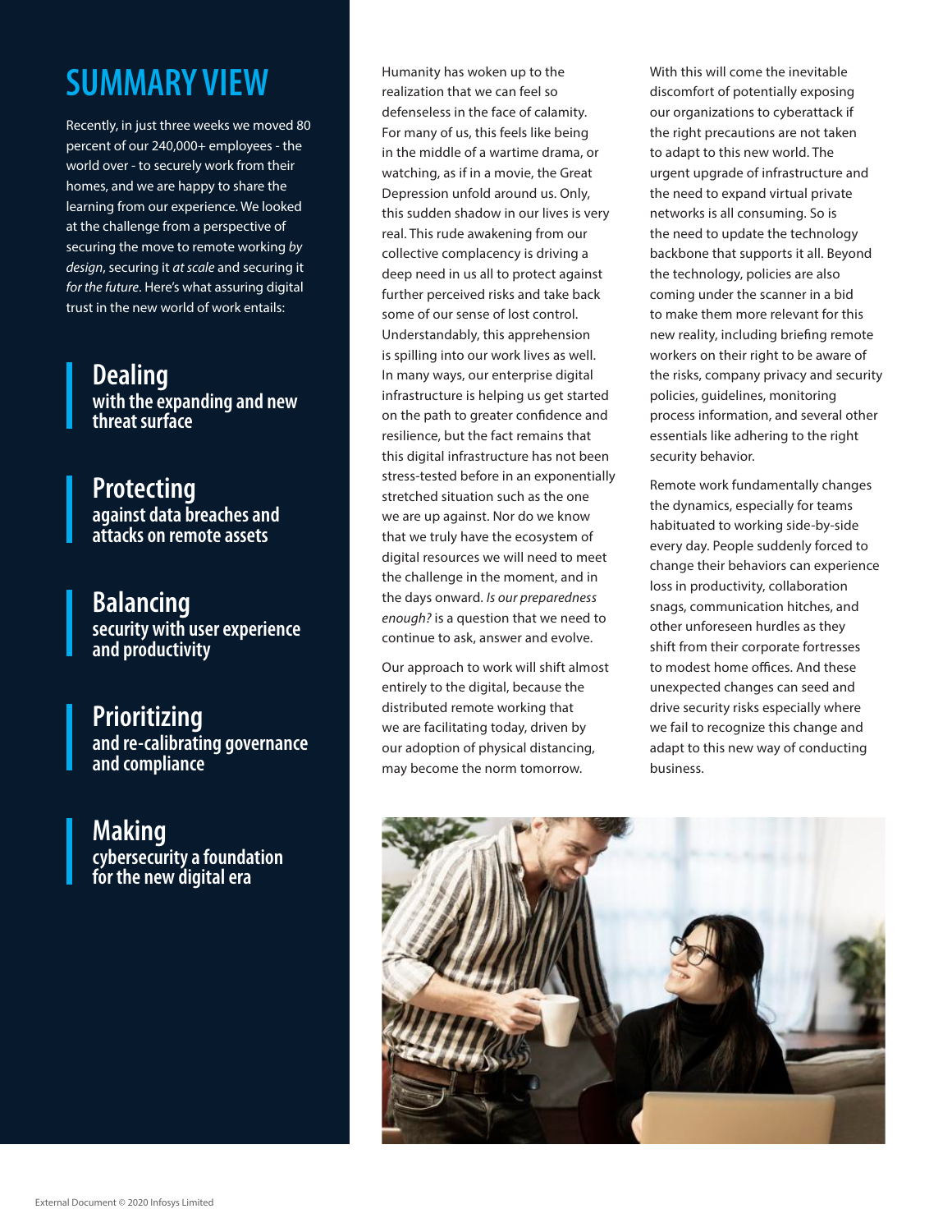# SUMMARY VIEW

Recently, in just three weeks we moved 80 percent of our 240,000+ employees - the world over - to securely work from their homes, and we are happy to share the learning from our experience. We looked at the challenge from a perspective of securing the move to remote working *by design*, securing it *at scale* and securing it *for the future*. Here's what assuring digital trust in the new world of work entails:

**Dealing** with the expanding and new threat surface

**Protecting** against data breaches and attacks on remote assets

**Balancing** security with user experience and productivity

**Prioritizing** and re-calibrating governance and compliance

**Making** cybersecurity a foundation for the new digital era

Humanity has woken up to the realization that we can feel so defenseless in the face of calamity. For many of us, this feels like being in the middle of a wartime drama, or watching, as if in a movie, the Great Depression unfold around us. Only, this sudden shadow in our lives is very real. This rude awakening from our collective complacency is driving a deep need in us all to protect against further perceived risks and take back some of our sense of lost control. Understandably, this apprehension is spilling into our work lives as well. In many ways, our enterprise digital infrastructure is helping us get started on the path to greater confidence and resilience, but the fact remains that this digital infrastructure has not been stress-tested before in an exponentially stretched situation such as the one we are up against. Nor do we know that we truly have the ecosystem of digital resources we will need to meet the challenge in the moment, and in the days onward. *Is our preparedness enough?* is a question that we need to continue to ask, answer and evolve.

Our approach to work will shift almost entirely to the digital, because the distributed remote working that we are facilitating today, driven by our adoption of physical distancing, may become the norm tomorrow.

With this will come the inevitable discomfort of potentially exposing our organizations to cyberattack if the right precautions are not taken to adapt to this new world. The urgent upgrade of infrastructure and the need to expand virtual private networks is all consuming. So is the need to update the technology backbone that supports it all. Beyond the technology, policies are also coming under the scanner in a bid to make them more relevant for this new reality, including briefing remote workers on their right to be aware of the risks, company privacy and security policies, guidelines, monitoring process information, and several other essentials like adhering to the right security behavior.

Remote work fundamentally changes the dynamics, especially for teams habituated to working side-by-side every day. People suddenly forced to change their behaviors can experience loss in productivity, collaboration snags, communication hitches, and other unforeseen hurdles as they shift from their corporate fortresses to modest home offices. And these unexpected changes can seed and drive security risks especially where we fail to recognize this change and adapt to this new way of conducting business.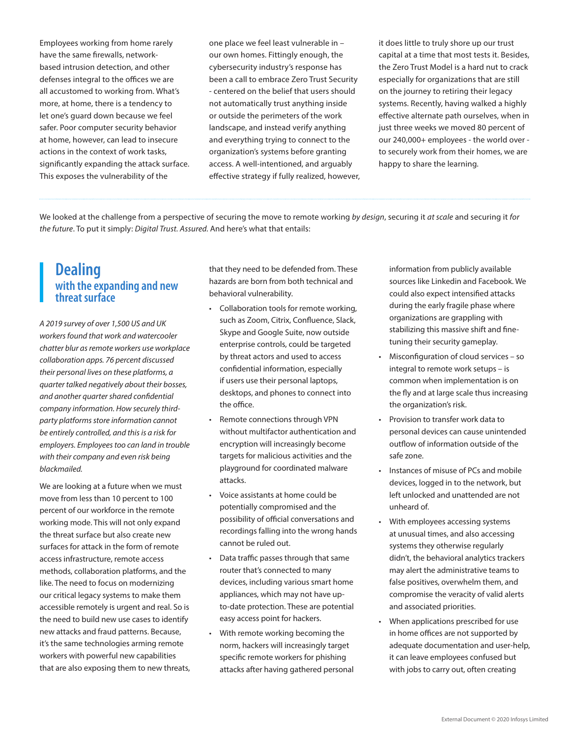Employees working from home rarely have the same firewalls, network-based intrusion detection, and other defenses integral to the offices we are all accustomed to working from. What's more, at home, there is a tendency to let one's guard down because we feel safer. Poor computer security behavior at home, however, can lead to insecure actions in the context of work tasks, significantly expanding the attack surface. This exposes the vulnerability of the one place we feel least vulnerable in – our own homes. Fittingly enough, the cybersecurity industry's response has been a call to embrace Zero Trust Security - centered on the belief that users should not automatically trust anything inside or outside the perimeters of the work landscape, and instead verify anything and everything trying to connect to the organization's systems before granting access. A well-intentioned, and arguably effective strategy if fully realized, however, it does little to truly shore up our trust capital at a time that most tests it. Besides, the Zero Trust Model is a hard nut to crack especially for organizations that are still on the journey to retiring their legacy systems. Recently, having walked a highly effective alternate path ourselves, when in just three weeks we moved 80 percent of our 240,000+ employees - the world over - to securely work from their homes, we are happy to share the learning.

We looked at the challenge from a perspective of securing the move to remote working *by design*, securing it *at scale* and securing it *for the future*. To put it simply: *Digital Trust. Assured.* And here's what that entails:

## Dealing with the expanding and new threat surface

*A 2019 survey of over 1,500 US and UK workers found that work and watercooler chatter blur as remote workers use workplace collaboration apps. 76 percent discussed their personal lives on these platforms, a quarter talked negatively about their bosses, and another quarter shared confidential company information. How securely third-party platforms store information cannot be entirely controlled, and this is a risk for employers. Employees too can land in trouble with their company and even risk being blackmailed.*

We are looking at a future when we must move from less than 10 percent to 100 percent of our workforce in the remote working mode. This will not only expand the threat surface but also create new surfaces for attack in the form of remote access infrastructure, remote access methods, collaboration platforms, and the like. The need to focus on modernizing our critical legacy systems to make them accessible remotely is urgent and real. So is the need to build new use cases to identify new attacks and fraud patterns. Because, it's the same technologies arming remote workers with powerful new capabilities that are also exposing them to new threats, that they need to be defended from. These hazards are born from both technical and behavioral vulnerability.

- Collaboration tools for remote working, such as Zoom, Citrix, Confluence, Slack, Skype and Google Suite, now outside enterprise controls, could be targeted by threat actors and used to access confidential information, especially if users use their personal laptops, desktops, and phones to connect into the office.
- Remote connections through VPN without multifactor authentication and encryption will increasingly become targets for malicious activities and the playground for coordinated malware attacks.
- Voice assistants at home could be potentially compromised and the possibility of official conversations and recordings falling into the wrong hands cannot be ruled out.
- Data traffic passes through that same router that's connected to many devices, including various smart home appliances, which may not have up-to-date protection. These are potential easy access point for hackers.
- With remote working becoming the norm, hackers will increasingly target specific remote workers for phishing attacks after having gathered personal information from publicly available sources like Linkedin and Facebook. We could also expect intensified attacks during the early fragile phase where organizations are grappling with stabilizing this massive shift and fine-tuning their security gameplay.
- Misconfiguration of cloud services – so integral to remote work setups – is common when implementation is on the fly and at large scale thus increasing the organization's risk.
- Provision to transfer work data to personal devices can cause unintended outflow of information outside of the safe zone.
- Instances of misuse of PCs and mobile devices, logged in to the network, but left unlocked and unattended are not unheard of.
- With employees accessing systems at unusual times, and also accessing systems they otherwise regularly didn't, the behavioral analytics trackers may alert the administrative teams to false positives, overwhelm them, and compromise the veracity of valid alerts and associated priorities.
- When applications prescribed for use in home offices are not supported by adequate documentation and user-help, it can leave employees confused but with jobs to carry out, often creating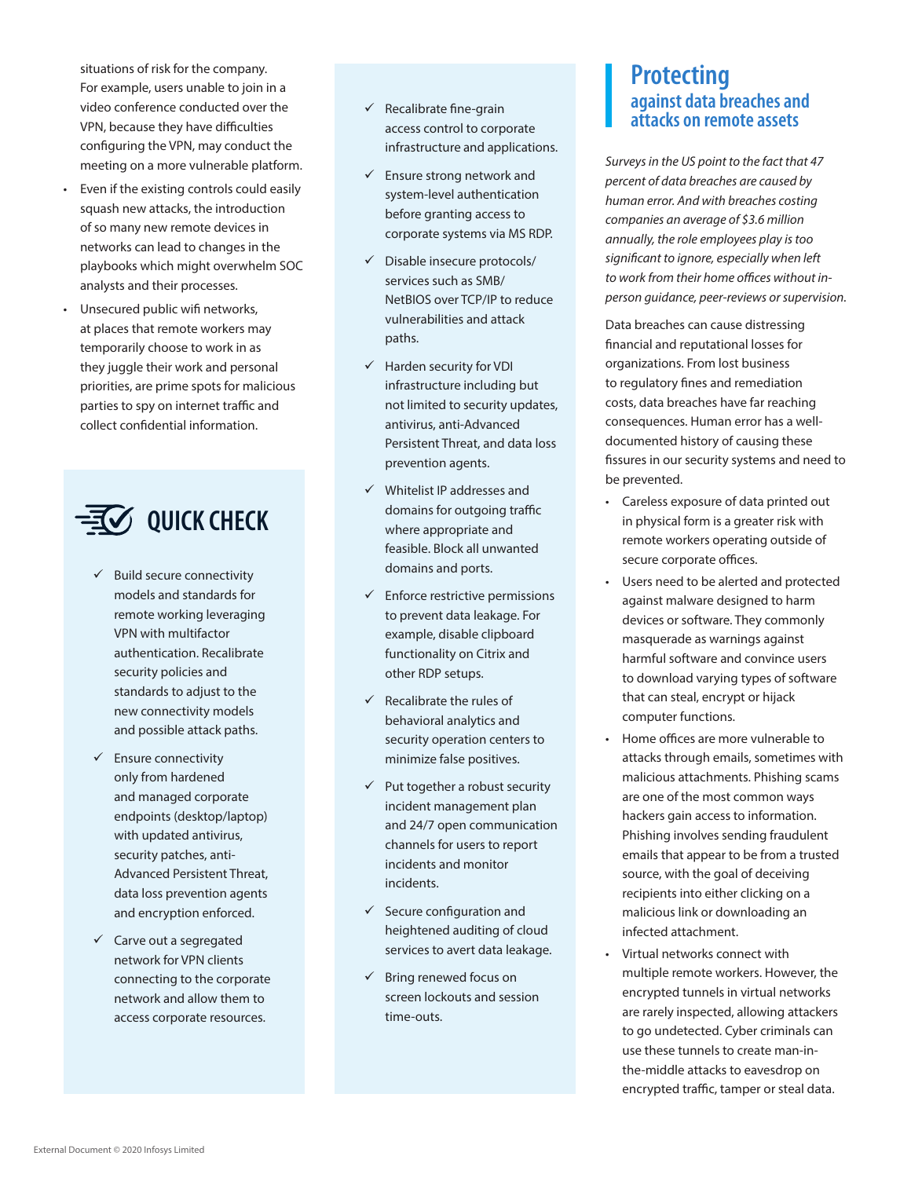situations of risk for the company. For example, users unable to join in a video conference conducted over the VPN, because they have difficulties configuring the VPN, may conduct the meeting on a more vulnerable platform.

- Even if the existing controls could easily squash new attacks, the introduction of so many new remote devices in networks can lead to changes in the playbooks which might overwhelm SOC analysts and their processes.
- Unsecured public wifi networks, at places that remote workers may temporarily choose to work in as they juggle their work and personal priorities, are prime spots for malicious parties to spy on internet traffic and collect confidential information.

## QUICK CHECK

- ✓ Build secure connectivity models and standards for remote working leveraging VPN with multifactor authentication. Recalibrate security policies and standards to adjust to the new connectivity models and possible attack paths.
- ✓ Ensure connectivity only from hardened and managed corporate endpoints (desktop/laptop) with updated antivirus, security patches, anti-Advanced Persistent Threat, data loss prevention agents and encryption enforced.
- ✓ Carve out a segregated network for VPN clients connecting to the corporate network and allow them to access corporate resources.
- ✓ Recalibrate fine-grain access control to corporate infrastructure and applications.
- ✓ Ensure strong network and system-level authentication before granting access to corporate systems via MS RDP.
- ✓ Disable insecure protocols/services such as SMB/NetBIOS over TCP/IP to reduce vulnerabilities and attack paths.
- ✓ Harden security for VDI infrastructure including but not limited to security updates, antivirus, anti-Advanced Persistent Threat, and data loss prevention agents.
- ✓ Whitelist IP addresses and domains for outgoing traffic where appropriate and feasible. Block all unwanted domains and ports.
- ✓ Enforce restrictive permissions to prevent data leakage. For example, disable clipboard functionality on Citrix and other RDP setups.
- ✓ Recalibrate the rules of behavioral analytics and security operation centers to minimize false positives.
- ✓ Put together a robust security incident management plan and 24/7 open communication channels for users to report incidents and monitor incidents.
- ✓ Secure configuration and heightened auditing of cloud services to avert data leakage.
- ✓ Bring renewed focus on screen lockouts and session time-outs.

# Protecting

## against data breaches and attacks on remote assets

*Surveys in the US point to the fact that 47 percent of data breaches are caused by human error. And with breaches costing companies an average of $3.6 million annually, the role employees play is too significant to ignore, especially when left to work from their home offices without in-person guidance, peer-reviews or supervision.*

Data breaches can cause distressing financial and reputational losses for organizations. From lost business to regulatory fines and remediation costs, data breaches have far reaching consequences. Human error has a well-documented history of causing these fissures in our security systems and need to be prevented.

- Careless exposure of data printed out in physical form is a greater risk with remote workers operating outside of secure corporate offices.
- Users need to be alerted and protected against malware designed to harm devices or software. They commonly masquerade as warnings against harmful software and convince users to download varying types of software that can steal, encrypt or hijack computer functions.
- Home offices are more vulnerable to attacks through emails, sometimes with malicious attachments. Phishing scams are one of the most common ways hackers gain access to information. Phishing involves sending fraudulent emails that appear to be from a trusted source, with the goal of deceiving recipients into either clicking on a malicious link or downloading an infected attachment.
- Virtual networks connect with multiple remote workers. However, the encrypted tunnels in virtual networks are rarely inspected, allowing attackers to go undetected. Cyber criminals can use these tunnels to create man-in-the-middle attacks to eavesdrop on encrypted traffic, tamper or steal data.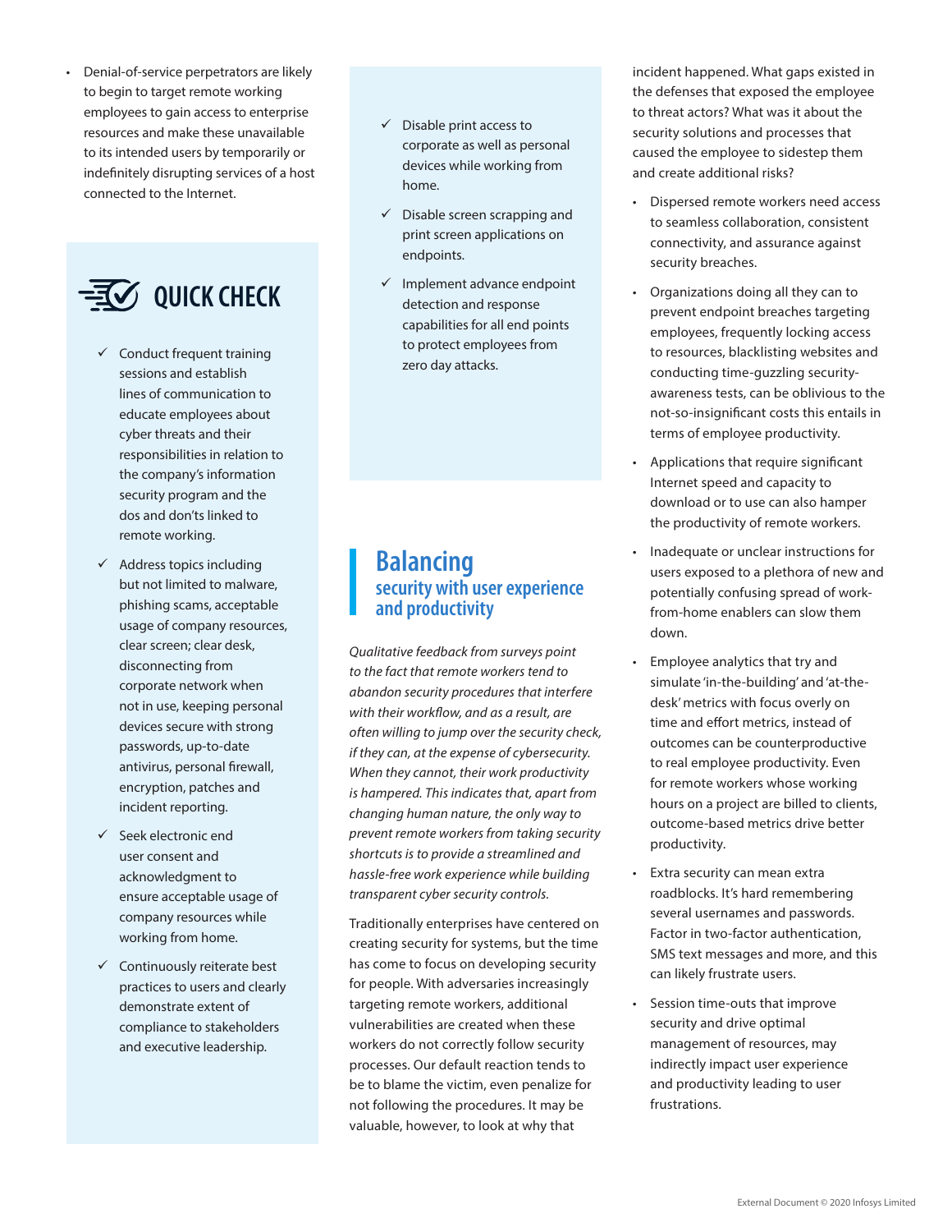- Denial-of-service perpetrators are likely to begin to target remote working employees to gain access to enterprise resources and make these unavailable to its intended users by temporarily or indefinitely disrupting services of a host connected to the Internet.

## QUICK CHECK

- ✓ Conduct frequent training sessions and establish lines of communication to educate employees about cyber threats and their responsibilities in relation to the company's information security program and the dos and don'ts linked to remote working.
- ✓ Address topics including but not limited to malware, phishing scams, acceptable usage of company resources, clear screen; clear desk, disconnecting from corporate network when not in use, keeping personal devices secure with strong passwords, up-to-date antivirus, personal firewall, encryption, patches and incident reporting.
- ✓ Seek electronic end user consent and acknowledgment to ensure acceptable usage of company resources while working from home.
- ✓ Continuously reiterate best practices to users and clearly demonstrate extent of compliance to stakeholders and executive leadership.
- ✓ Disable print access to corporate as well as personal devices while working from home.
- ✓ Disable screen scrapping and print screen applications on endpoints.
- ✓ Implement advance endpoint detection and response capabilities for all end points to protect employees from zero day attacks.

## Balancing security with user experience and productivity

*Qualitative feedback from surveys point to the fact that remote workers tend to abandon security procedures that interfere with their workflow, and as a result, are often willing to jump over the security check, if they can, at the expense of cybersecurity. When they cannot, their work productivity is hampered. This indicates that, apart from changing human nature, the only way to prevent remote workers from taking security shortcuts is to provide a streamlined and hassle-free work experience while building transparent cyber security controls.*

Traditionally enterprises have centered on creating security for systems, but the time has come to focus on developing security for people. With adversaries increasingly targeting remote workers, additional vulnerabilities are created when these workers do not correctly follow security processes. Our default reaction tends to be to blame the victim, even penalize for not following the procedures. It may be valuable, however, to look at why that incident happened. What gaps existed in the defenses that exposed the employee to threat actors? What was it about the security solutions and processes that caused the employee to sidestep them and create additional risks?

- Dispersed remote workers need access to seamless collaboration, consistent connectivity, and assurance against security breaches.
- Organizations doing all they can to prevent endpoint breaches targeting employees, frequently locking access to resources, blacklisting websites and conducting time-guzzling security-awareness tests, can be oblivious to the not-so-insignificant costs this entails in terms of employee productivity.
- Applications that require significant Internet speed and capacity to download or to use can also hamper the productivity of remote workers.
- Inadequate or unclear instructions for users exposed to a plethora of new and potentially confusing spread of work-from-home enablers can slow them down.
- Employee analytics that try and simulate 'in-the-building' and 'at-the-desk' metrics with focus overly on time and effort metrics, instead of outcomes can be counterproductive to real employee productivity. Even for remote workers whose working hours on a project are billed to clients, outcome-based metrics drive better productivity.
- Extra security can mean extra roadblocks. It's hard remembering several usernames and passwords. Factor in two-factor authentication, SMS text messages and more, and this can likely frustrate users.
- Session time-outs that improve security and drive optimal management of resources, may indirectly impact user experience and productivity leading to user frustrations.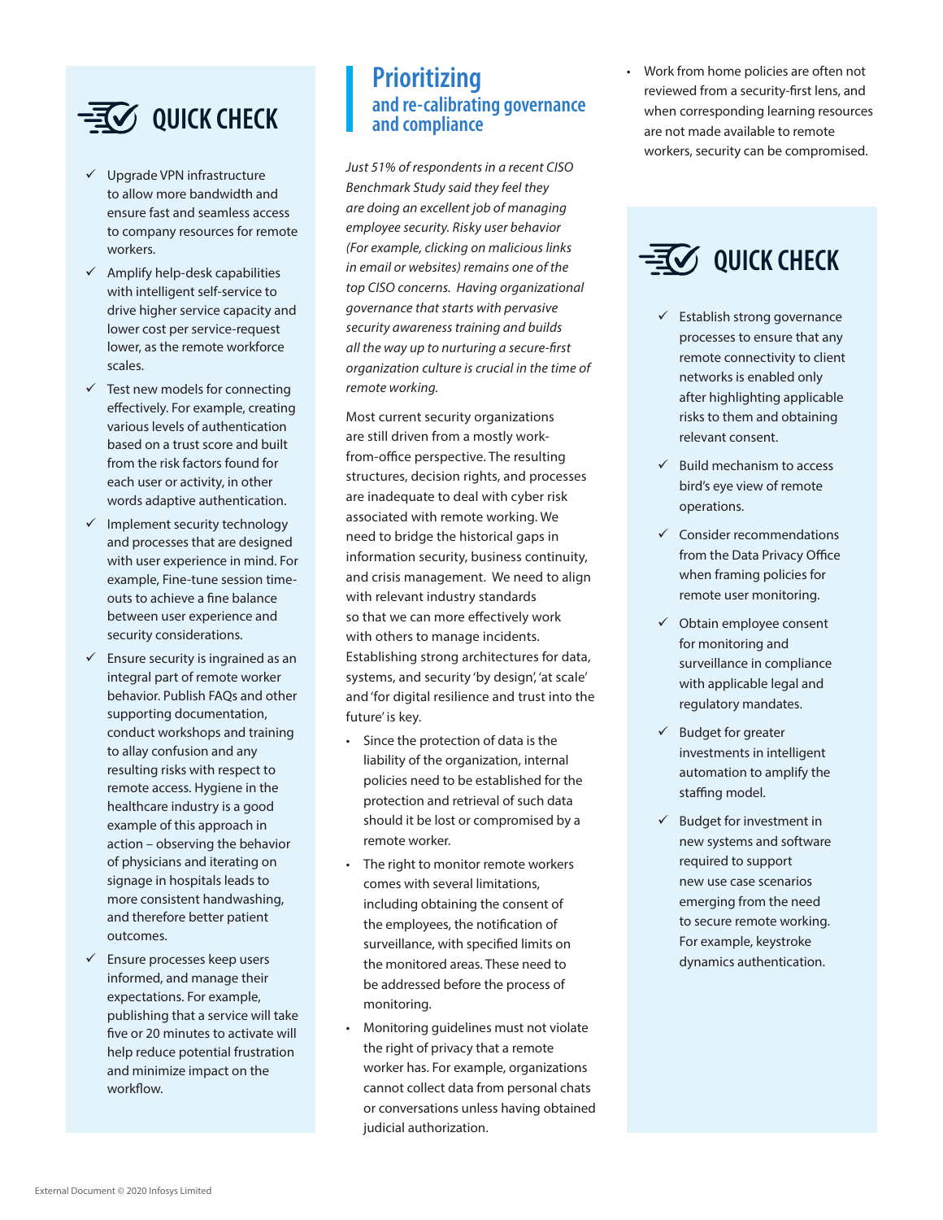## QUICK CHECK

- ✓ Upgrade VPN infrastructure to allow more bandwidth and ensure fast and seamless access to company resources for remote workers.
- ✓ Amplify help-desk capabilities with intelligent self-service to drive higher service capacity and lower cost per service-request lower, as the remote workforce scales.
- ✓ Test new models for connecting effectively. For example, creating various levels of authentication based on a trust score and built from the risk factors found for each user or activity, in other words adaptive authentication.
- ✓ Implement security technology and processes that are designed with user experience in mind. For example, Fine-tune session time-outs to achieve a fine balance between user experience and security considerations.
- ✓ Ensure security is ingrained as an integral part of remote worker behavior. Publish FAQs and other supporting documentation, conduct workshops and training to allay confusion and any resulting risks with respect to remote access. Hygiene in the healthcare industry is a good example of this approach in action – observing the behavior of physicians and iterating on signage in hospitals leads to more consistent handwashing, and therefore better patient outcomes.
- ✓ Ensure processes keep users informed, and manage their expectations. For example, publishing that a service will take five or 20 minutes to activate will help reduce potential frustration and minimize impact on the workflow.

# Prioritizing
## and re-calibrating governance and compliance

*Just 51% of respondents in a recent CISO Benchmark Study said they feel they are doing an excellent job of managing employee security. Risky user behavior (For example, clicking on malicious links in email or websites) remains one of the top CISO concerns. Having organizational governance that starts with pervasive security awareness training and builds all the way up to nurturing a secure-first organization culture is crucial in the time of remote working.*

Most current security organizations are still driven from a mostly work-from-office perspective. The resulting structures, decision rights, and processes are inadequate to deal with cyber risk associated with remote working. We need to bridge the historical gaps in information security, business continuity, and crisis management. We need to align with relevant industry standards so that we can more effectively work with others to manage incidents. Establishing strong architectures for data, systems, and security 'by design', 'at scale' and 'for digital resilience and trust into the future' is key.

- Since the protection of data is the liability of the organization, internal policies need to be established for the protection and retrieval of such data should it be lost or compromised by a remote worker.
- The right to monitor remote workers comes with several limitations, including obtaining the consent of the employees, the notification of surveillance, with specified limits on the monitored areas. These need to be addressed before the process of monitoring.
- Monitoring guidelines must not violate the right of privacy that a remote worker has. For example, organizations cannot collect data from personal chats or conversations unless having obtained judicial authorization.
- Work from home policies are often not reviewed from a security-first lens, and when corresponding learning resources are not made available to remote workers, security can be compromised.

## QUICK CHECK

- ✓ Establish strong governance processes to ensure that any remote connectivity to client networks is enabled only after highlighting applicable risks to them and obtaining relevant consent.
- ✓ Build mechanism to access bird's eye view of remote operations.
- ✓ Consider recommendations from the Data Privacy Office when framing policies for remote user monitoring.
- ✓ Obtain employee consent for monitoring and surveillance in compliance with applicable legal and regulatory mandates.
- ✓ Budget for greater investments in intelligent automation to amplify the staffing model.
- ✓ Budget for investment in new systems and software required to support new use case scenarios emerging from the need to secure remote working. For example, keystroke dynamics authentication.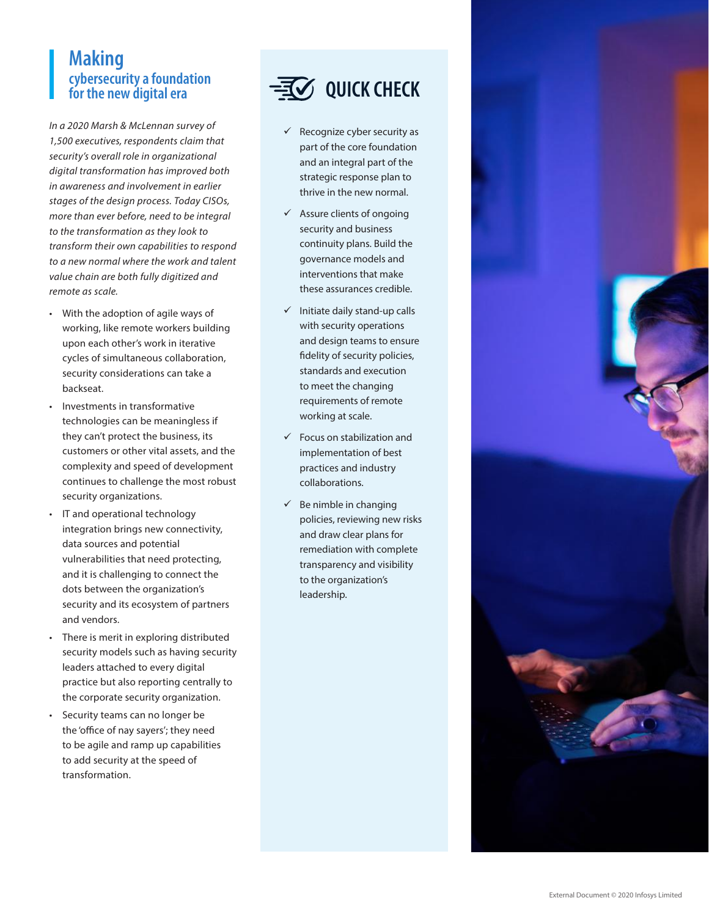# Making cybersecurity a foundation for the new digital era

*In a 2020 Marsh & McLennan survey of 1,500 executives, respondents claim that security's overall role in organizational digital transformation has improved both in awareness and involvement in earlier stages of the design process. Today CISOs, more than ever before, need to be integral to the transformation as they look to transform their own capabilities to respond to a new normal where the work and talent value chain are both fully digitized and remote as scale.*

- With the adoption of agile ways of working, like remote workers building upon each other's work in iterative cycles of simultaneous collaboration, security considerations can take a backseat.
- Investments in transformative technologies can be meaningless if they can't protect the business, its customers or other vital assets, and the complexity and speed of development continues to challenge the most robust security organizations.
- IT and operational technology integration brings new connectivity, data sources and potential vulnerabilities that need protecting, and it is challenging to connect the dots between the organization's security and its ecosystem of partners and vendors.
- There is merit in exploring distributed security models such as having security leaders attached to every digital practice but also reporting centrally to the corporate security organization.
- Security teams can no longer be the 'office of nay sayers'; they need to be agile and ramp up capabilities to add security at the speed of transformation.

## QUICK CHECK

- ✓ Recognize cyber security as part of the core foundation and an integral part of the strategic response plan to thrive in the new normal.
- ✓ Assure clients of ongoing security and business continuity plans. Build the governance models and interventions that make these assurances credible.
- ✓ Initiate daily stand-up calls with security operations and design teams to ensure fidelity of security policies, standards and execution to meet the changing requirements of remote working at scale.
- ✓ Focus on stabilization and implementation of best practices and industry collaborations.
- ✓ Be nimble in changing policies, reviewing new risks and draw clear plans for remediation with complete transparency and visibility to the organization's leadership.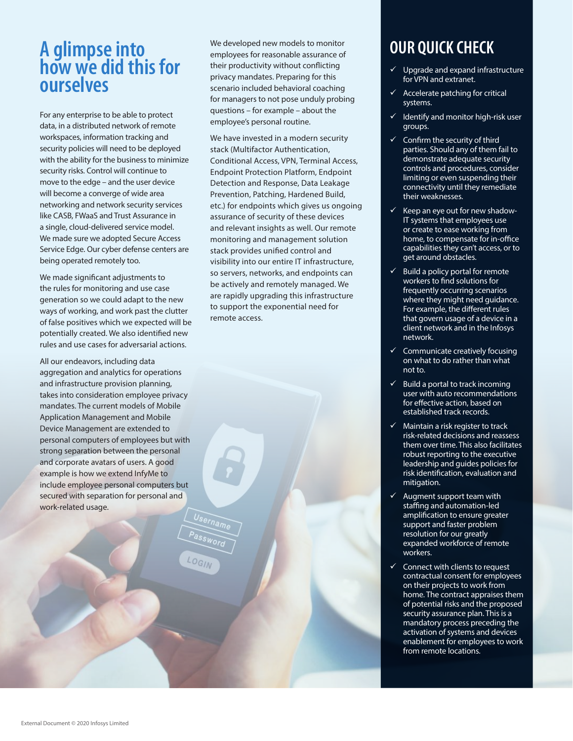## A glimpse into how we did this for ourselves

For any enterprise to be able to protect data, in a distributed network of remote workspaces, information tracking and security policies will need to be deployed with the ability for the business to minimize security risks. Control will continue to move to the edge – and the user device will become a converge of wide area networking and network security services like CASB, FWaaS and Trust Assurance in a single, cloud-delivered service model. We made sure we adopted Secure Access Service Edge. Our cyber defense centers are being operated remotely too.

We made significant adjustments to the rules for monitoring and use case generation so we could adapt to the new ways of working, and work past the clutter of false positives which we expected will be potentially created. We also identified new rules and use cases for adversarial actions.

All our endeavors, including data aggregation and analytics for operations and infrastructure provision planning, takes into consideration employee privacy mandates. The current models of Mobile Application Management and Mobile Device Management are extended to personal computers of employees but with strong separation between the personal and corporate avatars of users. A good example is how we extend InfyMe to include employee personal computers but secured with separation for personal and work-related usage.

We developed new models to monitor employees for reasonable assurance of their productivity without conflicting privacy mandates. Preparing for this scenario included behavioral coaching for managers to not pose unduly probing questions – for example – about the employee's personal routine.

We have invested in a modern security stack (Multifactor Authentication, Conditional Access, VPN, Terminal Access, Endpoint Protection Platform, Endpoint Detection and Response, Data Leakage Prevention, Patching, Hardened Build, etc.) for endpoints which gives us ongoing assurance of security of these devices and relevant insights as well. Our remote monitoring and management solution stack provides unified control and visibility into our entire IT infrastructure, so servers, networks, and endpoints can be actively and remotely managed. We are rapidly upgrading this infrastructure to support the exponential need for remote access.

## OUR QUICK CHECK

- ✓ Upgrade and expand infrastructure for VPN and extranet.
- ✓ Accelerate patching for critical systems.
- ✓ Identify and monitor high-risk user groups.
- ✓ Confirm the security of third parties. Should any of them fail to demonstrate adequate security controls and procedures, consider limiting or even suspending their connectivity until they remediate their weaknesses.
- ✓ Keep an eye out for new shadow-IT systems that employees use or create to ease working from home, to compensate for in-office capabilities they can't access, or to get around obstacles.
- ✓ Build a policy portal for remote workers to find solutions for frequently occurring scenarios where they might need guidance. For example, the different rules that govern usage of a device in a client network and in the Infosys network.
- ✓ Communicate creatively focusing on what to do rather than what not to.
- ✓ Build a portal to track incoming user with auto recommendations for effective action, based on established track records.
- ✓ Maintain a risk register to track risk-related decisions and reassess them over time. This also facilitates robust reporting to the executive leadership and guides policies for risk identification, evaluation and mitigation.
- ✓ Augment support team with staffing and automation-led amplification to ensure greater support and faster problem resolution for our greatly expanded workforce of remote workers.
- ✓ Connect with clients to request contractual consent for employees on their projects to work from home. The contract appraises them of potential risks and the proposed security assurance plan. This is a mandatory process preceding the activation of systems and devices enablement for employees to work from remote locations.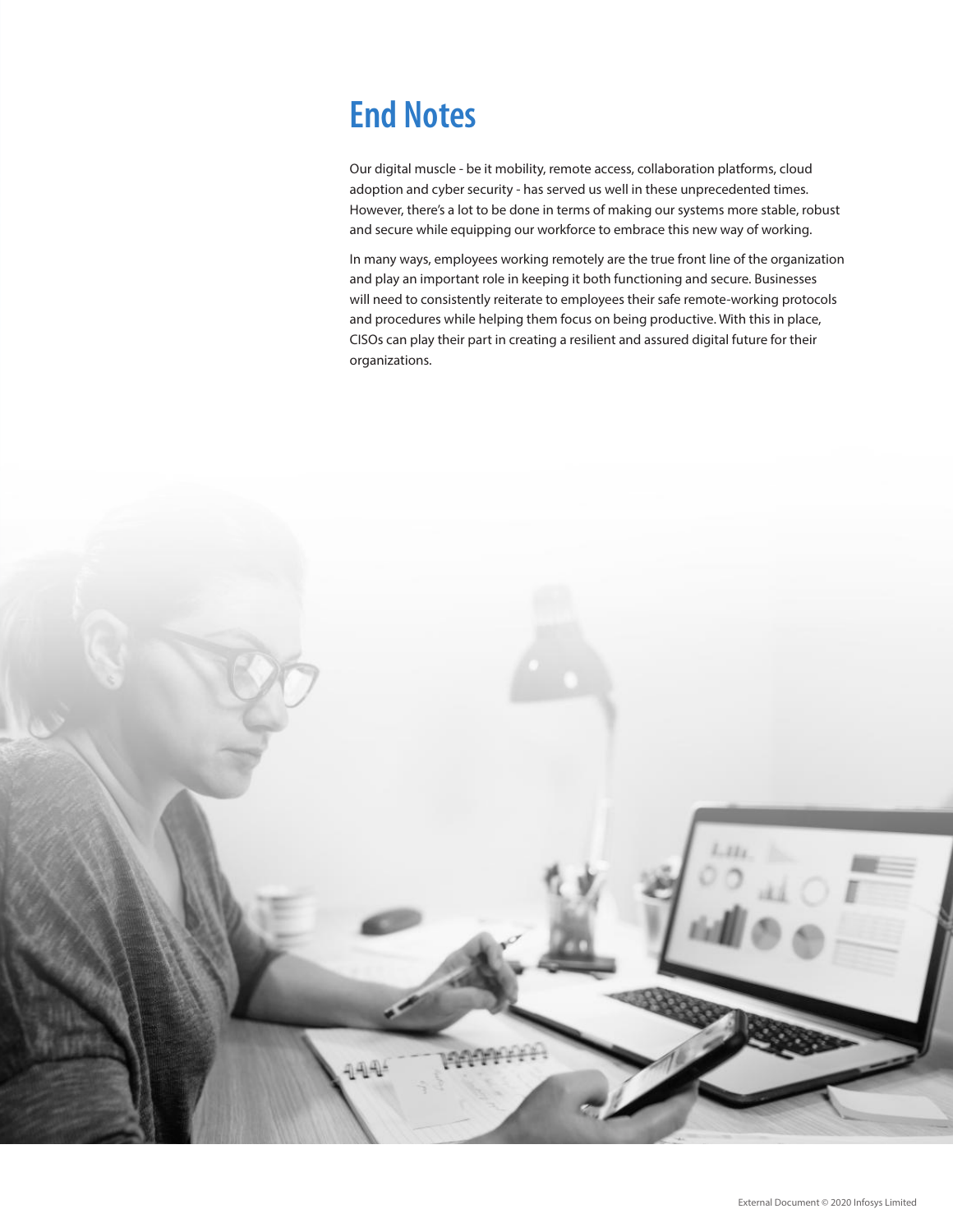# End Notes

Our digital muscle - be it mobility, remote access, collaboration platforms, cloud adoption and cyber security - has served us well in these unprecedented times. However, there's a lot to be done in terms of making our systems more stable, robust and secure while equipping our workforce to embrace this new way of working.

In many ways, employees working remotely are the true front line of the organization and play an important role in keeping it both functioning and secure. Businesses will need to consistently reiterate to employees their safe remote-working protocols and procedures while helping them focus on being productive. With this in place, CISOs can play their part in creating a resilient and assured digital future for their organizations.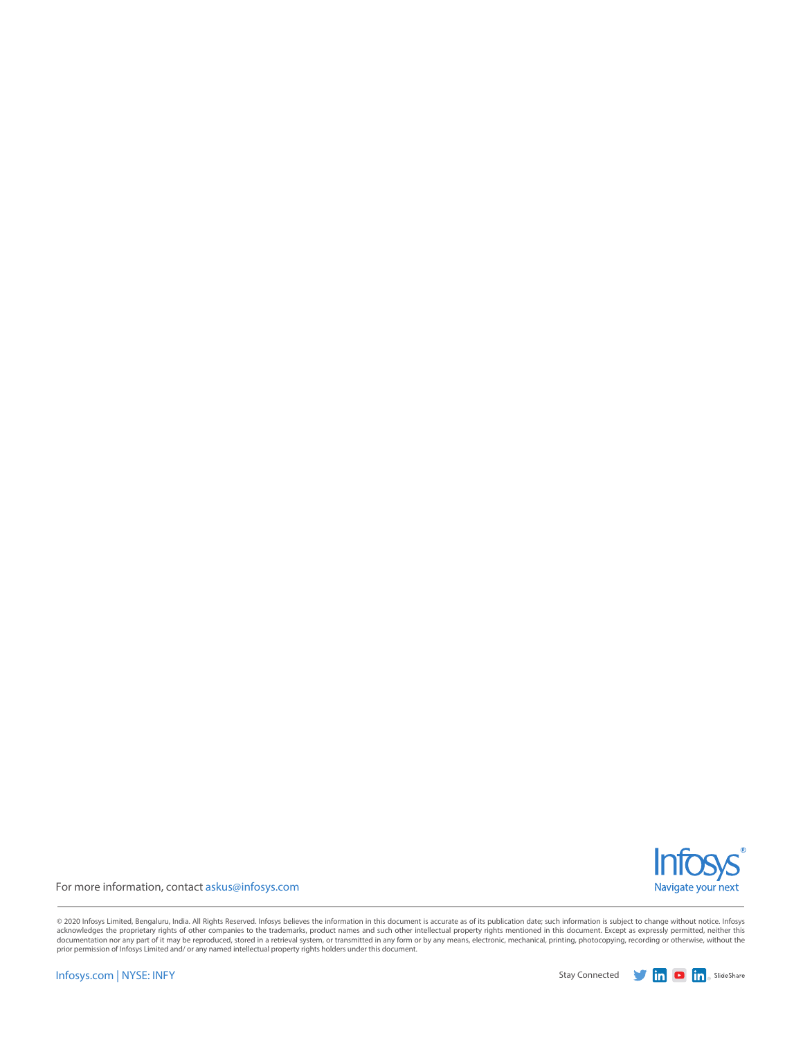For more information, contact askus@infosys.com

Infosys®
Navigate your next

© 2020 Infosys Limited, Bengaluru, India. All Rights Reserved. Infosys believes the information in this document is accurate as of its publication date; such information is subject to change without notice. Infosys acknowledges the proprietary rights of other companies to the trademarks, product names and such other intellectual property rights mentioned in this document. Except as expressly permitted, neither this documentation nor any part of it may be reproduced, stored in a retrieval system, or transmitted in any form or by any means, electronic, mechanical, printing, photocopying, recording or otherwise, without the prior permission of Infosys Limited and/ or any named intellectual property rights holders under this document.

Infosys.com | NYSE: INFY

Stay Connected SlideShare